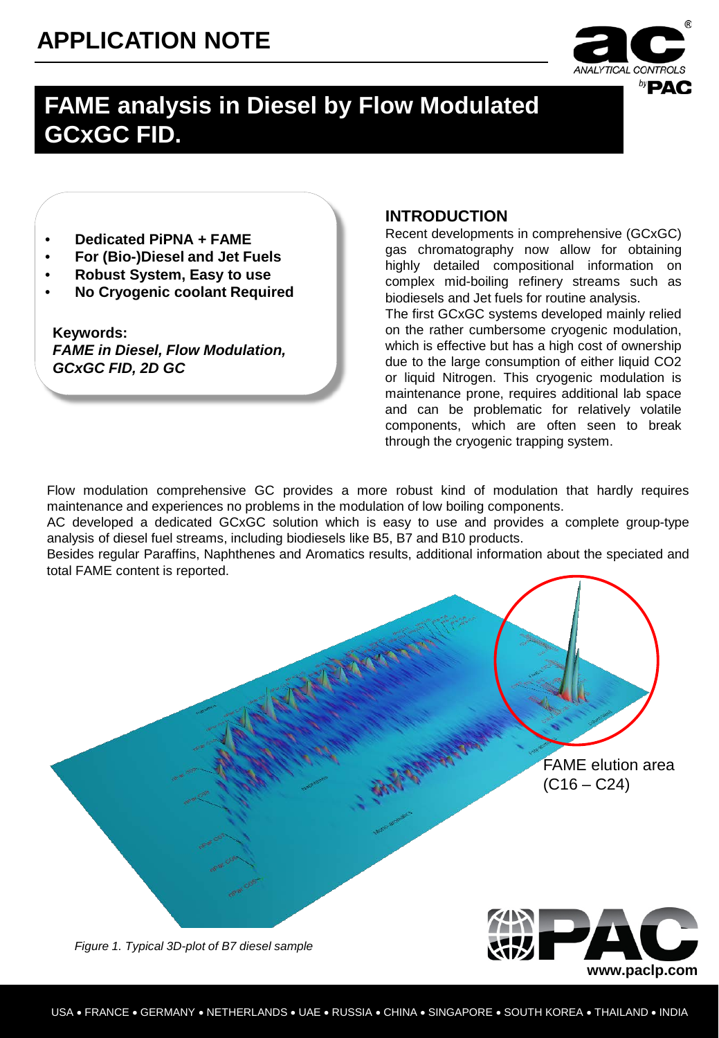# APPLICATION NOTE

## FAME analysis in Diesel by Flow Modulated GCxGC FID.

- **Dedicated PiPNA + FAME**
- **For (Bio-)Diesel and Jet Fuels**
- **Robust System, Easy to use**
- **No Cryogenic coolant Required**

**Keywords:**
***FAME in Diesel, Flow Modulation, GCxGC FID, 2D GC***

### INTRODUCTION

Recent developments in comprehensive (GCxGC) gas chromatography now allow for obtaining highly detailed compositional information on complex mid-boiling refinery streams such as biodiesels and Jet fuels for routine analysis.

The first GCxGC systems developed mainly relied on the rather cumbersome cryogenic modulation, which is effective but has a high cost of ownership due to the large consumption of either liquid CO2 or liquid Nitrogen. This cryogenic modulation is maintenance prone, requires additional lab space and can be problematic for relatively volatile components, which are often seen to break through the cryogenic trapping system.

Flow modulation comprehensive GC provides a more robust kind of modulation that hardly requires maintenance and experiences no problems in the modulation of low boiling components.

AC developed a dedicated GCxGC solution which is easy to use and provides a complete group-type analysis of diesel fuel streams, including biodiesels like B5, B7 and B10 products.

Besides regular Paraffins, Naphthenes and Aromatics results, additional information about the speciated and total FAME content is reported.

FAME elution area (C16 – C24)

*Figure 1. Typical 3D-plot of B7 diesel sample*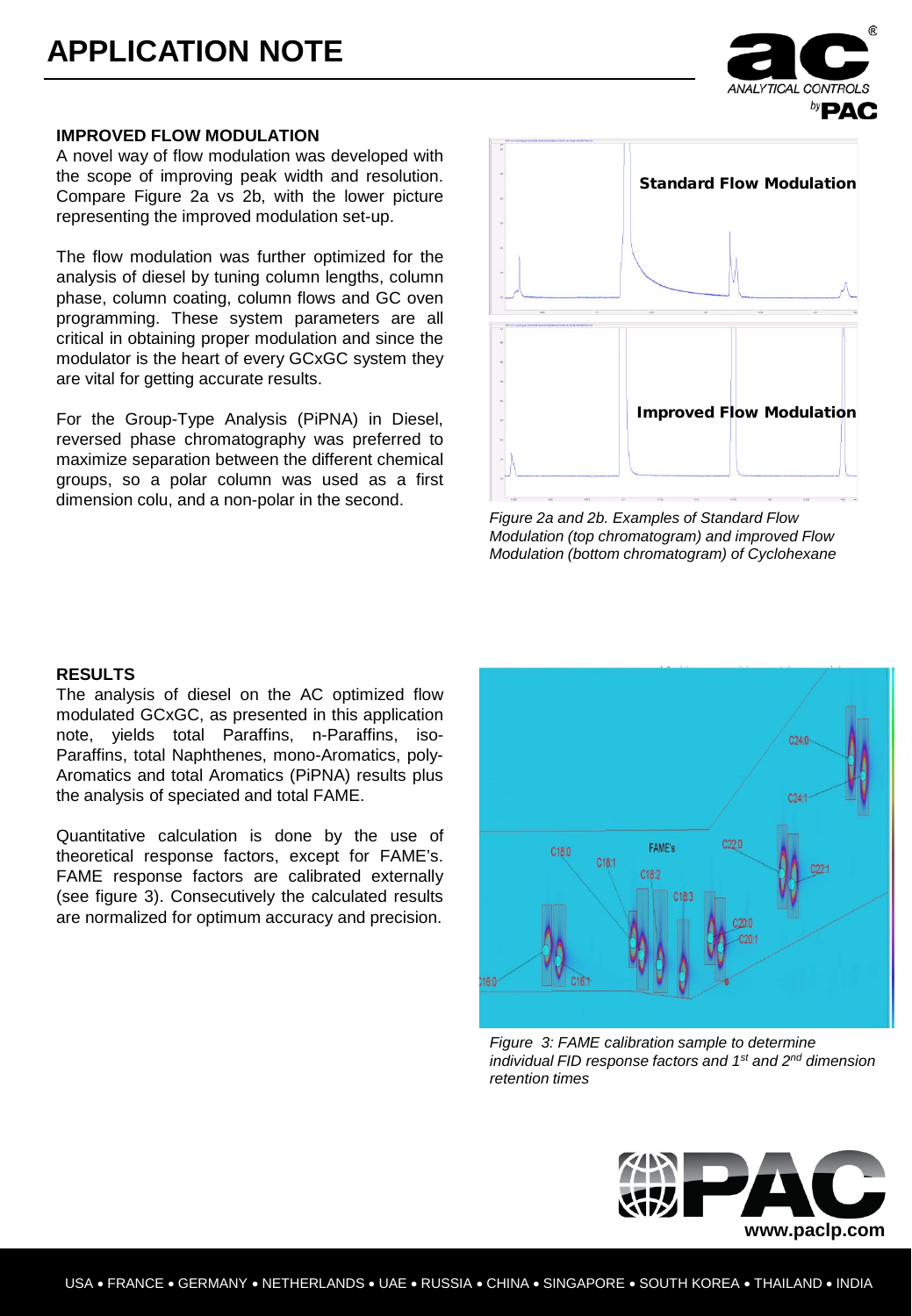## IMPROVED FLOW MODULATION

A novel way of flow modulation was developed with the scope of improving peak width and resolution. Compare Figure 2a vs 2b, with the lower picture representing the improved modulation set-up.

The flow modulation was further optimized for the analysis of diesel by tuning column lengths, column phase, column coating, column flows and GC oven programming. These system parameters are all critical in obtaining proper modulation and since the modulator is the heart of every GCxGC system they are vital for getting accurate results.

For the Group-Type Analysis (PiPNA) in Diesel, reversed phase chromatography was preferred to maximize separation between the different chemical groups, so a polar column was used as a first dimension colu, and a non-polar in the second.

*Figure 2a and 2b. Examples of Standard Flow Modulation (top chromatogram) and improved Flow Modulation (bottom chromatogram) of Cyclohexane*

## RESULTS

The analysis of diesel on the AC optimized flow modulated GCxGC, as presented in this application note, yields total Paraffins, n-Paraffins, iso-Paraffins, total Naphthenes, mono-Aromatics, poly-Aromatics and total Aromatics (PiPNA) results plus the analysis of speciated and total FAME.

Quantitative calculation is done by the use of theoretical response factors, except for FAME's. FAME response factors are calibrated externally (see figure 3). Consecutively the calculated results are normalized for optimum accuracy and precision.

*Figure 3: FAME calibration sample to determine individual FID response factors and 1st and 2nd dimension retention times*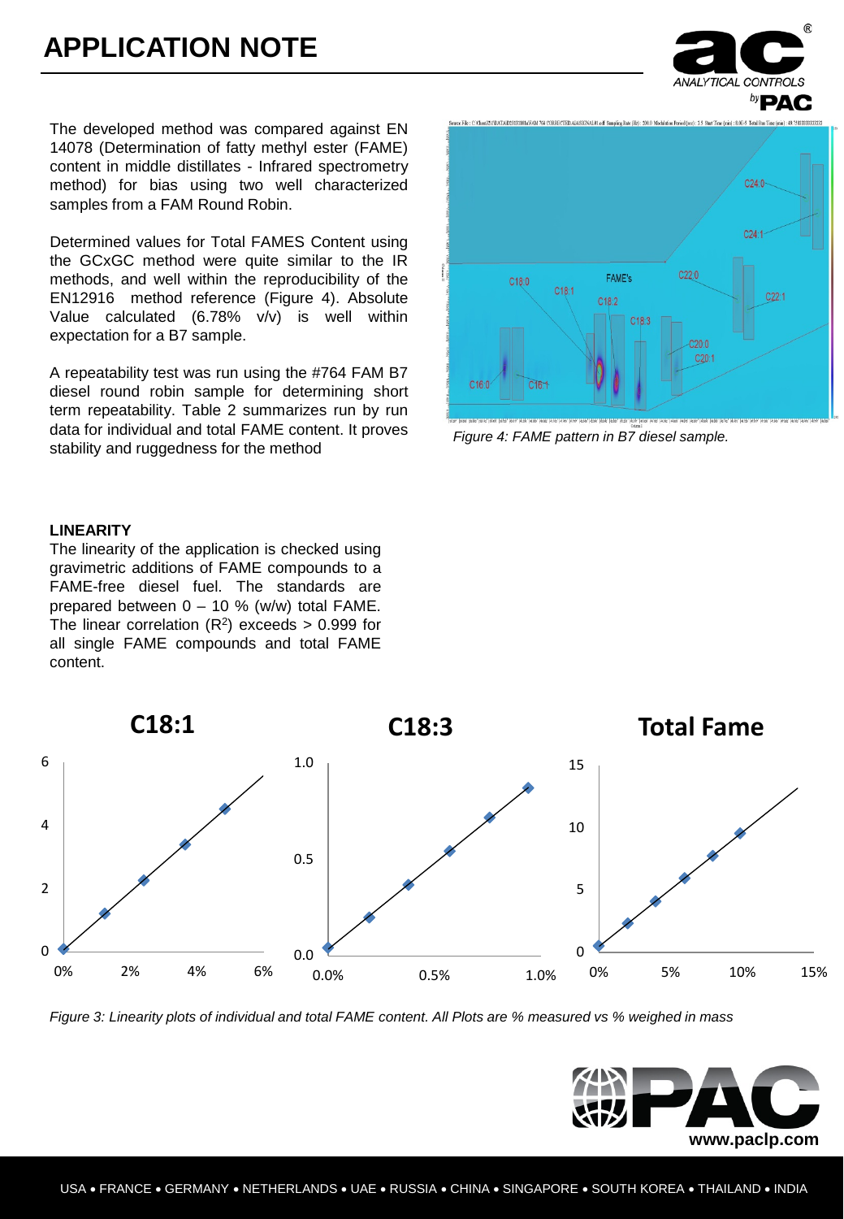# APPLICATION NOTE

The developed method was compared against EN 14078 (Determination of fatty methyl ester (FAME) content in middle distillates - Infrared spectrometry method) for bias using two well characterized samples from a FAM Round Robin.

Determined values for Total FAMES Content using the GCxGC method were quite similar to the IR methods, and well within the reproducibility of the EN12916 method reference (Figure 4). Absolute Value calculated (6.78% v/v) is well within expectation for a B7 sample.

A repeatability test was run using the #764 FAM B7 diesel round robin sample for determining short term repeatability. Table 2 summarizes run by run data for individual and total FAME content. It proves stability and ruggedness for the method

*Figure 4: FAME pattern in B7 diesel sample.*

**LINEARITY**

The linearity of the application is checked using gravimetric additions of FAME compounds to a FAME-free diesel fuel. The standards are prepared between 0 – 10 % (w/w) total FAME. The linear correlation ($R^2$) exceeds > 0.999 for all single FAME compounds and total FAME content.

*Figure 3: Linearity plots of individual and total FAME content. All Plots are % measured vs % weighed in mass*

www.paclp.com

USA • FRANCE • GERMANY • NETHERLANDS • UAE • RUSSIA • CHINA • SINGAPORE • SOUTH KOREA • THAILAND • INDIA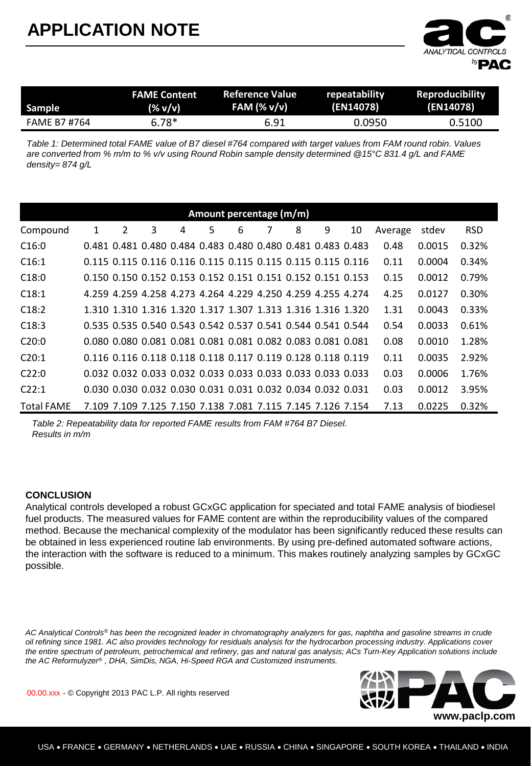# APPLICATION NOTE

| Sample | FAME Content (% v/v) | Reference Value FAM (% v/v) | repeatability (EN14078) | Reproducibility (EN14078) |
|---|---|---|---|---|
| FAME B7 #764 | 6.78* | 6.91 | 0.0950 | 0.5100 |

*Table 1: Determined total FAME value of B7 diesel #764 compared with target values from FAM round robin. Values are converted from % m/m to % v/v using Round Robin sample density determined @15°C 831.4 g/L and FAME density= 874 g/L*

| Amount percentage (m/m) | | | | | | | | | | | | | |
|---|---|---|---|---|---|---|---|---|---|---|---|---|---|
| Compound | 1 | 2 | 3 | 4 | 5 | 6 | 7 | 8 | 9 | 10 | Average | stdev | RSD |
| C16:0 | 0.481 | 0.481 | 0.480 | 0.484 | 0.483 | 0.480 | 0.480 | 0.481 | 0.483 | 0.483 | 0.48 | 0.0015 | 0.32% |
| C16:1 | 0.115 | 0.115 | 0.116 | 0.116 | 0.115 | 0.115 | 0.115 | 0.115 | 0.115 | 0.116 | 0.11 | 0.0004 | 0.34% |
| C18:0 | 0.150 | 0.150 | 0.152 | 0.153 | 0.152 | 0.151 | 0.151 | 0.152 | 0.151 | 0.153 | 0.15 | 0.0012 | 0.79% |
| C18:1 | 4.259 | 4.259 | 4.258 | 4.273 | 4.264 | 4.229 | 4.250 | 4.259 | 4.255 | 4.274 | 4.25 | 0.0127 | 0.30% |
| C18:2 | 1.310 | 1.310 | 1.316 | 1.320 | 1.317 | 1.307 | 1.313 | 1.316 | 1.316 | 1.320 | 1.31 | 0.0043 | 0.33% |
| C18:3 | 0.535 | 0.535 | 0.540 | 0.543 | 0.542 | 0.537 | 0.541 | 0.544 | 0.541 | 0.544 | 0.54 | 0.0033 | 0.61% |
| C20:0 | 0.080 | 0.080 | 0.081 | 0.081 | 0.081 | 0.081 | 0.082 | 0.083 | 0.081 | 0.081 | 0.08 | 0.0010 | 1.28% |
| C20:1 | 0.116 | 0.116 | 0.118 | 0.118 | 0.118 | 0.117 | 0.119 | 0.128 | 0.118 | 0.119 | 0.11 | 0.0035 | 2.92% |
| C22:0 | 0.032 | 0.032 | 0.033 | 0.032 | 0.033 | 0.033 | 0.033 | 0.033 | 0.033 | 0.033 | 0.03 | 0.0006 | 1.76% |
| C22:1 | 0.030 | 0.030 | 0.032 | 0.030 | 0.031 | 0.031 | 0.032 | 0.034 | 0.032 | 0.031 | 0.03 | 0.0012 | 3.95% |
| Total FAME | 7.109 | 7.109 | 7.125 | 7.150 | 7.138 | 7.081 | 7.115 | 7.145 | 7.126 | 7.154 | 7.13 | 0.0225 | 0.32% |

*Table 2: Repeatability data for reported FAME results from FAM #764 B7 Diesel. Results in m/m*

**CONCLUSION**

Analytical controls developed a robust GCxGC application for speciated and total FAME analysis of biodiesel fuel products. The measured values for FAME content are within the reproducibility values of the compared method. Because the mechanical complexity of the modulator has been significantly reduced these results can be obtained in less experienced routine lab environments. By using pre-defined automated software actions, the interaction with the software is reduced to a minimum. This makes routinely analyzing samples by GCxGC possible.

*AC Analytical Controls® has been the recognized leader in chromatography analyzers for gas, naphtha and gasoline streams in crude oil refining since 1981. AC also provides technology for residuals analysis for the hydrocarbon processing industry. Applications cover the entire spectrum of petroleum, petrochemical and refinery, gas and natural gas analysis; ACs Turn-Key Application solutions include the AC Reformulyzer® , DHA, SimDis, NGA, Hi-Speed RGA and Customized instruments.*

00.00.xxx - © Copyright 2013 PAC L.P. All rights reserved

www.paclp.com

USA • FRANCE • GERMANY • NETHERLANDS • UAE • RUSSIA • CHINA • SINGAPORE • SOUTH KOREA • THAILAND • INDIA